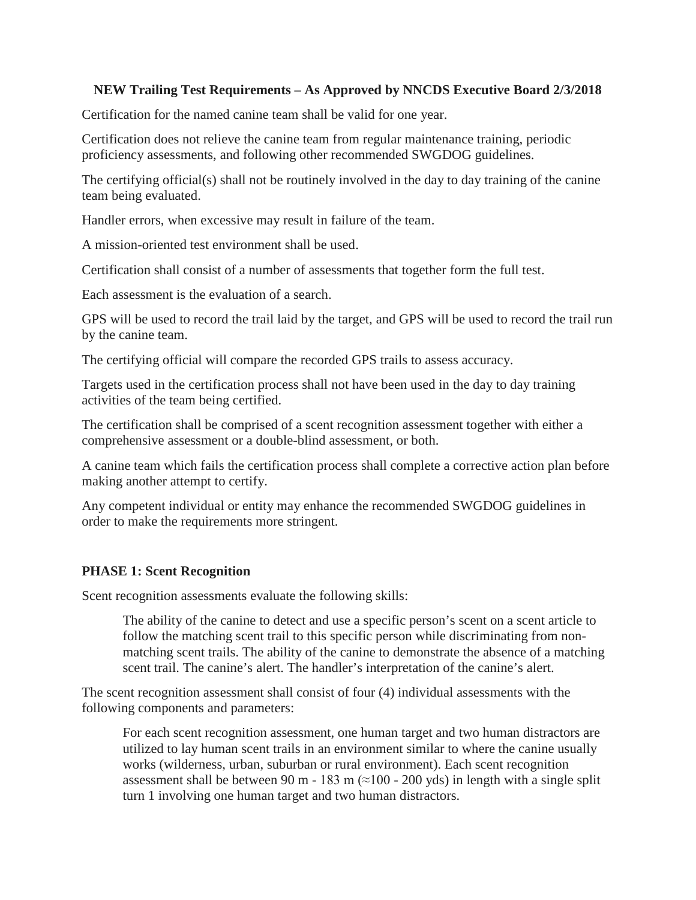**NEW Trailing Test Requirements – As Approved by NNCDS Executive Board 2/3/2018**

Certification for the named canine team shall be valid for one year.

Certification does not relieve the canine team from regular maintenance training, periodic proficiency assessments, and following other recommended SWGDOG guidelines.

The certifying official(s) shall not be routinely involved in the day to day training of the canine team being evaluated.

Handler errors, when excessive may result in failure of the team.

A mission-oriented test environment shall be used.

Certification shall consist of a number of assessments that together form the full test.

Each assessment is the evaluation of a search.

GPS will be used to record the trail laid by the target, and GPS will be used to record the trail run by the canine team.

The certifying official will compare the recorded GPS trails to assess accuracy.

Targets used in the certification process shall not have been used in the day to day training activities of the team being certified.

The certification shall be comprised of a scent recognition assessment together with either a comprehensive assessment or a double-blind assessment, or both.

A canine team which fails the certification process shall complete a corrective action plan before making another attempt to certify.

Any competent individual or entity may enhance the recommended SWGDOG guidelines in order to make the requirements more stringent.

**PHASE 1: Scent Recognition**

Scent recognition assessments evaluate the following skills:

> The ability of the canine to detect and use a specific person's scent on a scent article to follow the matching scent trail to this specific person while discriminating from non-matching scent trails. The ability of the canine to demonstrate the absence of a matching scent trail. The canine's alert. The handler's interpretation of the canine's alert.

The scent recognition assessment shall consist of four (4) individual assessments with the following components and parameters:

> For each scent recognition assessment, one human target and two human distractors are utilized to lay human scent trails in an environment similar to where the canine usually works (wilderness, urban, suburban or rural environment). Each scent recognition assessment shall be between 90 m - 183 m (≈100 - 200 yds) in length with a single split turn 1 involving one human target and two human distractors.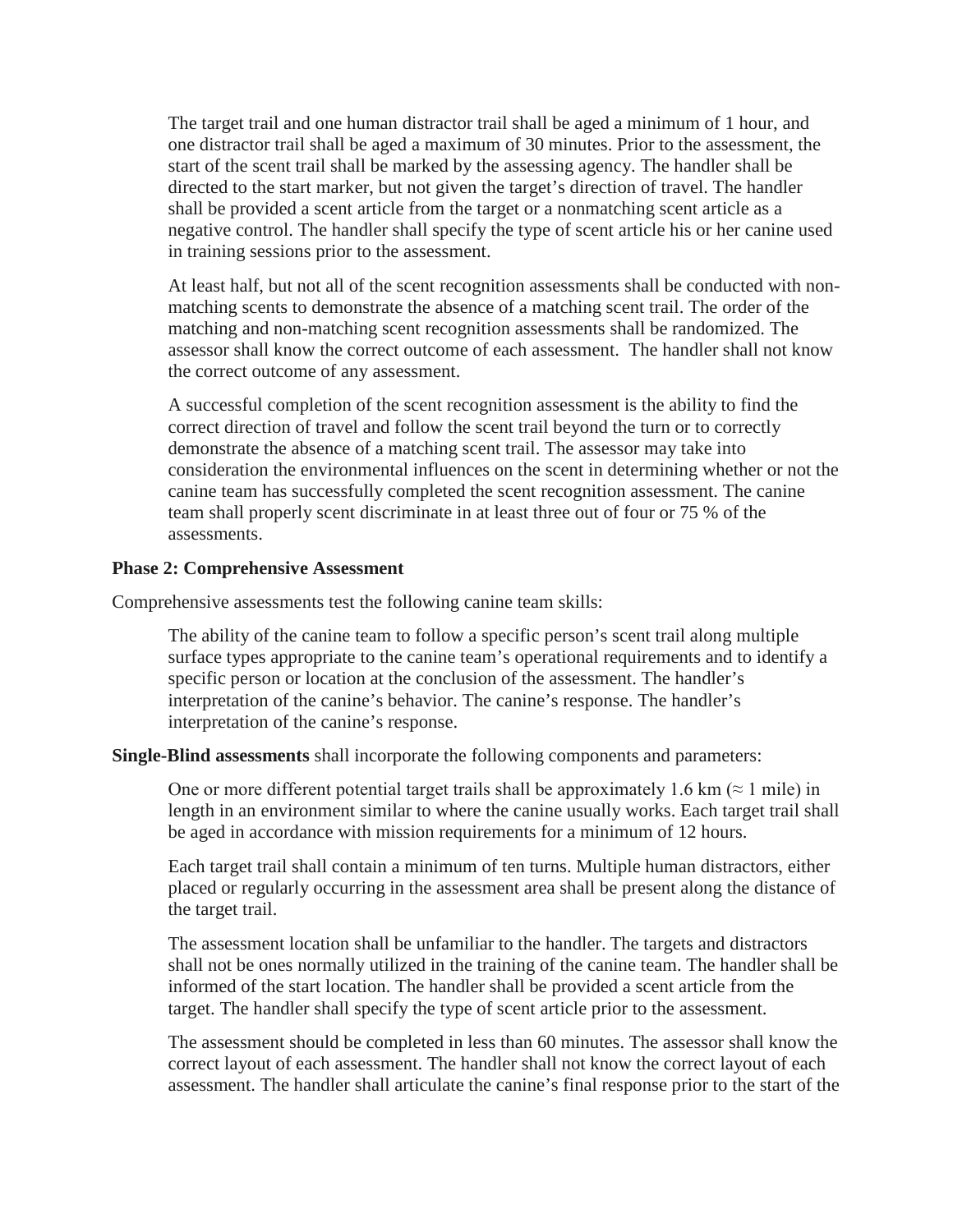The target trail and one human distractor trail shall be aged a minimum of 1 hour, and one distractor trail shall be aged a maximum of 30 minutes. Prior to the assessment, the start of the scent trail shall be marked by the assessing agency. The handler shall be directed to the start marker, but not given the target's direction of travel. The handler shall be provided a scent article from the target or a nonmatching scent article as a negative control. The handler shall specify the type of scent article his or her canine used in training sessions prior to the assessment.

At least half, but not all of the scent recognition assessments shall be conducted with non-matching scents to demonstrate the absence of a matching scent trail. The order of the matching and non-matching scent recognition assessments shall be randomized. The assessor shall know the correct outcome of each assessment. The handler shall not know the correct outcome of any assessment.

A successful completion of the scent recognition assessment is the ability to find the correct direction of travel and follow the scent trail beyond the turn or to correctly demonstrate the absence of a matching scent trail. The assessor may take into consideration the environmental influences on the scent in determining whether or not the canine team has successfully completed the scent recognition assessment. The canine team shall properly scent discriminate in at least three out of four or 75 % of the assessments.

**Phase 2: Comprehensive Assessment**

Comprehensive assessments test the following canine team skills:

The ability of the canine team to follow a specific person's scent trail along multiple surface types appropriate to the canine team's operational requirements and to identify a specific person or location at the conclusion of the assessment. The handler's interpretation of the canine's behavior. The canine's response. The handler's interpretation of the canine's response.

**Single-Blind assessments** shall incorporate the following components and parameters:

One or more different potential target trails shall be approximately 1.6 km (≈ 1 mile) in length in an environment similar to where the canine usually works. Each target trail shall be aged in accordance with mission requirements for a minimum of 12 hours.

Each target trail shall contain a minimum of ten turns. Multiple human distractors, either placed or regularly occurring in the assessment area shall be present along the distance of the target trail.

The assessment location shall be unfamiliar to the handler. The targets and distractors shall not be ones normally utilized in the training of the canine team. The handler shall be informed of the start location. The handler shall be provided a scent article from the target. The handler shall specify the type of scent article prior to the assessment.

The assessment should be completed in less than 60 minutes. The assessor shall know the correct layout of each assessment. The handler shall not know the correct layout of each assessment. The handler shall articulate the canine's final response prior to the start of the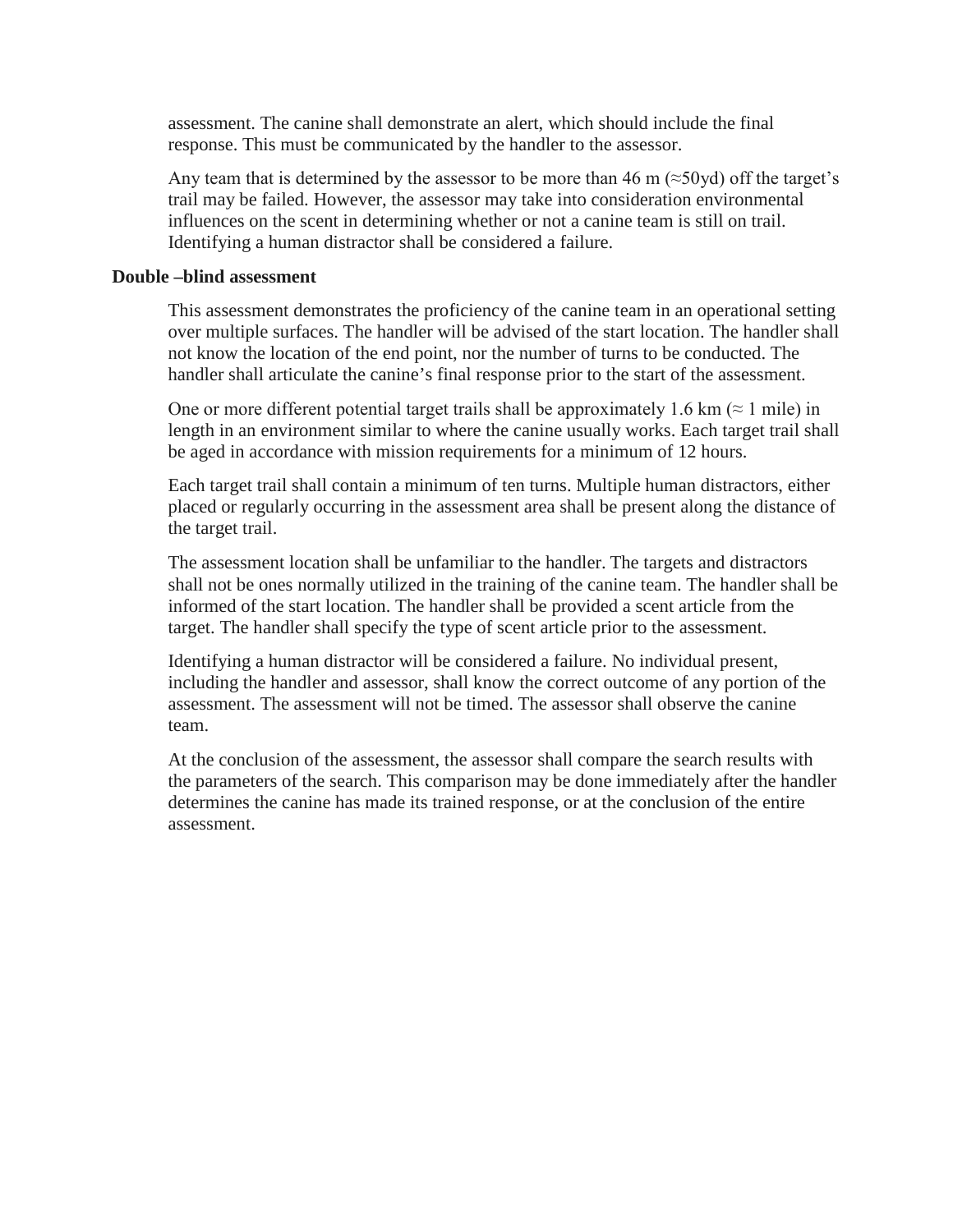assessment. The canine shall demonstrate an alert, which should include the final response. This must be communicated by the handler to the assessor.

Any team that is determined by the assessor to be more than 46 m (≈50yd) off the target's trail may be failed. However, the assessor may take into consideration environmental influences on the scent in determining whether or not a canine team is still on trail. Identifying a human distractor shall be considered a failure.

**Double –blind assessment**

This assessment demonstrates the proficiency of the canine team in an operational setting over multiple surfaces. The handler will be advised of the start location. The handler shall not know the location of the end point, nor the number of turns to be conducted. The handler shall articulate the canine's final response prior to the start of the assessment.

One or more different potential target trails shall be approximately 1.6 km (≈ 1 mile) in length in an environment similar to where the canine usually works. Each target trail shall be aged in accordance with mission requirements for a minimum of 12 hours.

Each target trail shall contain a minimum of ten turns. Multiple human distractors, either placed or regularly occurring in the assessment area shall be present along the distance of the target trail.

The assessment location shall be unfamiliar to the handler. The targets and distractors shall not be ones normally utilized in the training of the canine team. The handler shall be informed of the start location. The handler shall be provided a scent article from the target. The handler shall specify the type of scent article prior to the assessment.

Identifying a human distractor will be considered a failure. No individual present, including the handler and assessor, shall know the correct outcome of any portion of the assessment. The assessment will not be timed. The assessor shall observe the canine team.

At the conclusion of the assessment, the assessor shall compare the search results with the parameters of the search. This comparison may be done immediately after the handler determines the canine has made its trained response, or at the conclusion of the entire assessment.